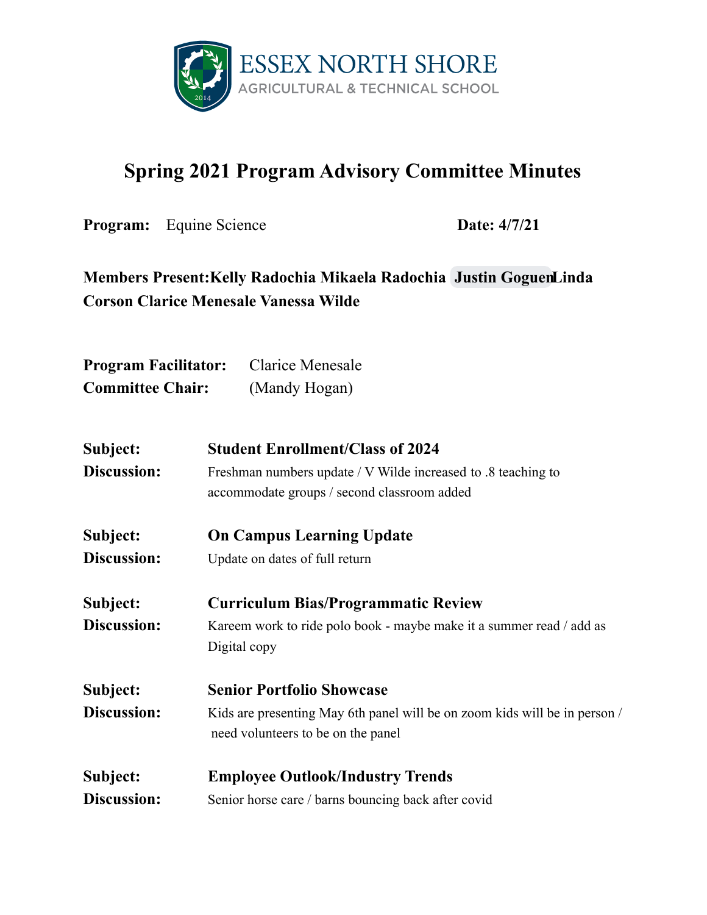ESSEX NORTH SHORE
AGRICULTURAL & TECHNICAL SCHOOL

# Spring 2021 Program Advisory Committee Minutes

**Program:** Equine Science **Date: 4/7/21**

**Members Present:** **Kelly Radochia Mikaela Radochia Justin Goguen Linda Corson Clarice Menesale Vanessa Wilde**

**Program Facilitator:** Clarice Menesale
**Committee Chair:** (Mandy Hogan)

**Subject:** **Student Enrollment/Class of 2024**
**Discussion:** Freshman numbers update / V Wilde increased to .8 teaching to accommodate groups / second classroom added

**Subject:** **On Campus Learning Update**
**Discussion:** Update on dates of full return

**Subject:** **Curriculum Bias/Programmatic Review**
**Discussion:** Kareem work to ride polo book - maybe make it a summer read / add as Digital copy

**Subject:** **Senior Portfolio Showcase**
**Discussion:** Kids are presenting May 6th panel will be on zoom kids will be in person / need volunteers to be on the panel

**Subject:** **Employee Outlook/Industry Trends**
**Discussion:** Senior horse care / barns bouncing back after covid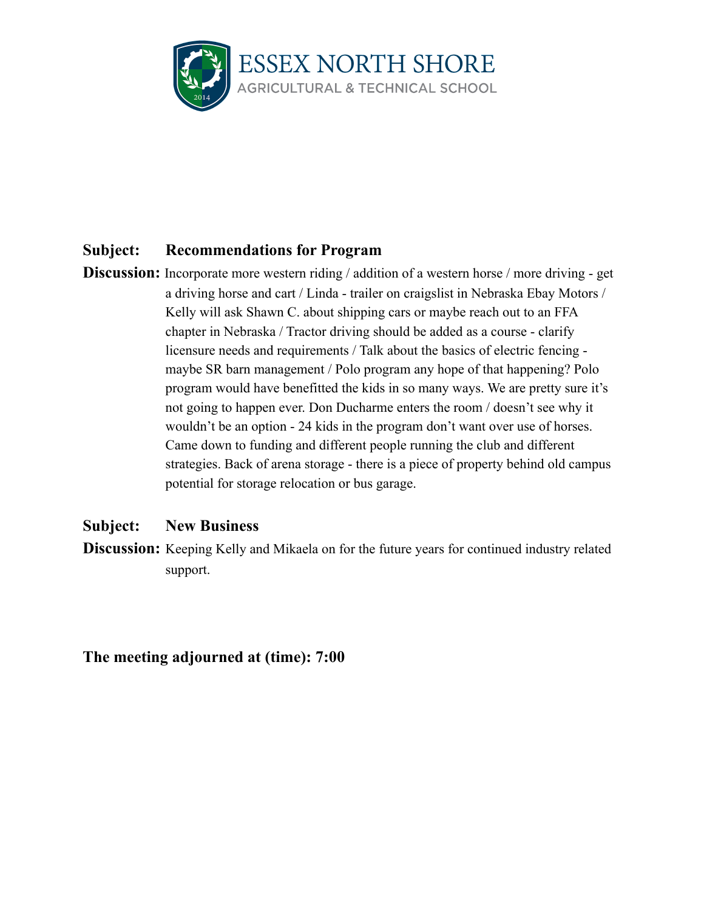# ESSEX NORTH SHORE
AGRICULTURAL & TECHNICAL SCHOOL

**Subject:** **Recommendations for Program**

**Discussion:** Incorporate more western riding / addition of a western horse / more driving - get a driving horse and cart / Linda - trailer on craigslist in Nebraska Ebay Motors / Kelly will ask Shawn C. about shipping cars or maybe reach out to an FFA chapter in Nebraska / Tractor driving should be added as a course - clarify licensure needs and requirements / Talk about the basics of electric fencing - maybe SR barn management / Polo program any hope of that happening? Polo program would have benefitted the kids in so many ways. We are pretty sure it's not going to happen ever. Don Ducharme enters the room / doesn't see why it wouldn't be an option - 24 kids in the program don't want over use of horses. Came down to funding and different people running the club and different strategies. Back of arena storage - there is a piece of property behind old campus potential for storage relocation or bus garage.

**Subject:** **New Business**

**Discussion:** Keeping Kelly and Mikaela on for the future years for continued industry related support.

**The meeting adjourned at (time): 7:00**